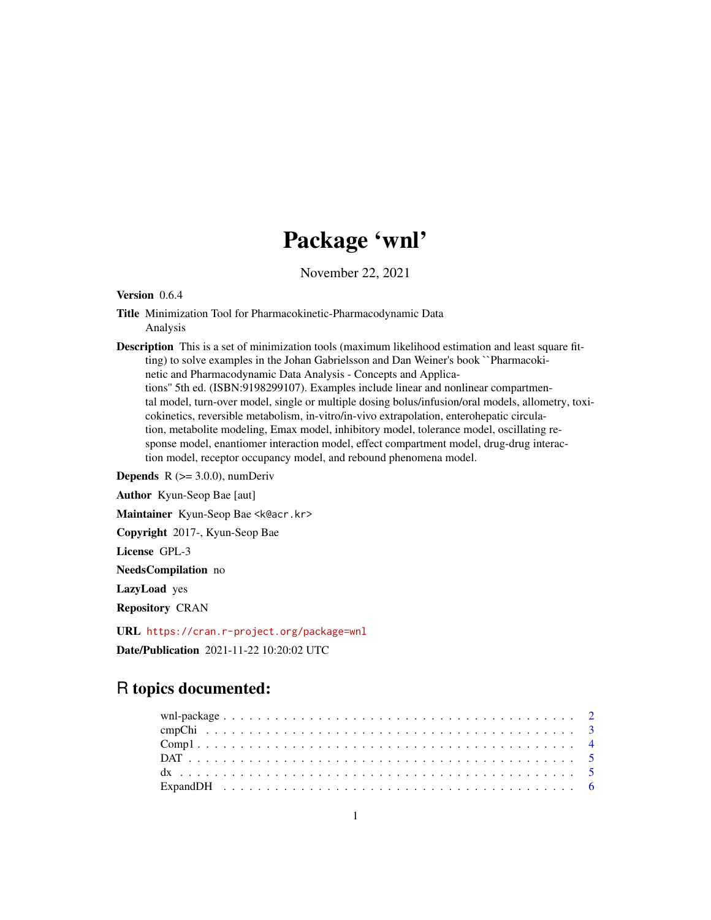# Package 'wnl'

November 22, 2021

**Version** 0.6.4

**Title** Minimization Tool for Pharmacokinetic-Pharmacodynamic Data Analysis

**Description** This is a set of minimization tools (maximum likelihood estimation and least square fitting) to solve examples in the Johan Gabrielsson and Dan Weiner's book ``Pharmacokinetic and Pharmacodynamic Data Analysis - Concepts and Applications'' 5th ed. (ISBN:9198299107). Examples include linear and nonlinear compartmental model, turn-over model, single or multiple dosing bolus/infusion/oral models, allometry, toxicokinetics, reversible metabolism, in-vitro/in-vivo extrapolation, enterohepatic circulation, metabolite modeling, Emax model, inhibitory model, tolerance model, oscillating response model, enantiomer interaction model, effect compartment model, drug-drug interaction model, receptor occupancy model, and rebound phenomena model.

**Depends** R (>= 3.0.0), numDeriv

**Author** Kyun-Seop Bae [aut]

**Maintainer** Kyun-Seop Bae <k@acr.kr>

**Copyright** 2017-, Kyun-Seop Bae

**License** GPL-3

**NeedsCompilation** no

**LazyLoad** yes

**Repository** CRAN

**URL** https://cran.r-project.org/package=wnl

**Date/Publication** 2021-11-22 10:20:02 UTC

## R topics documented:

| | |
|---|---|
| wnl-package | 2 |
| cmpChi | 3 |
| Comp1 | 4 |
| DAT | 5 |
| dx | 5 |
| ExpandDH | 6 |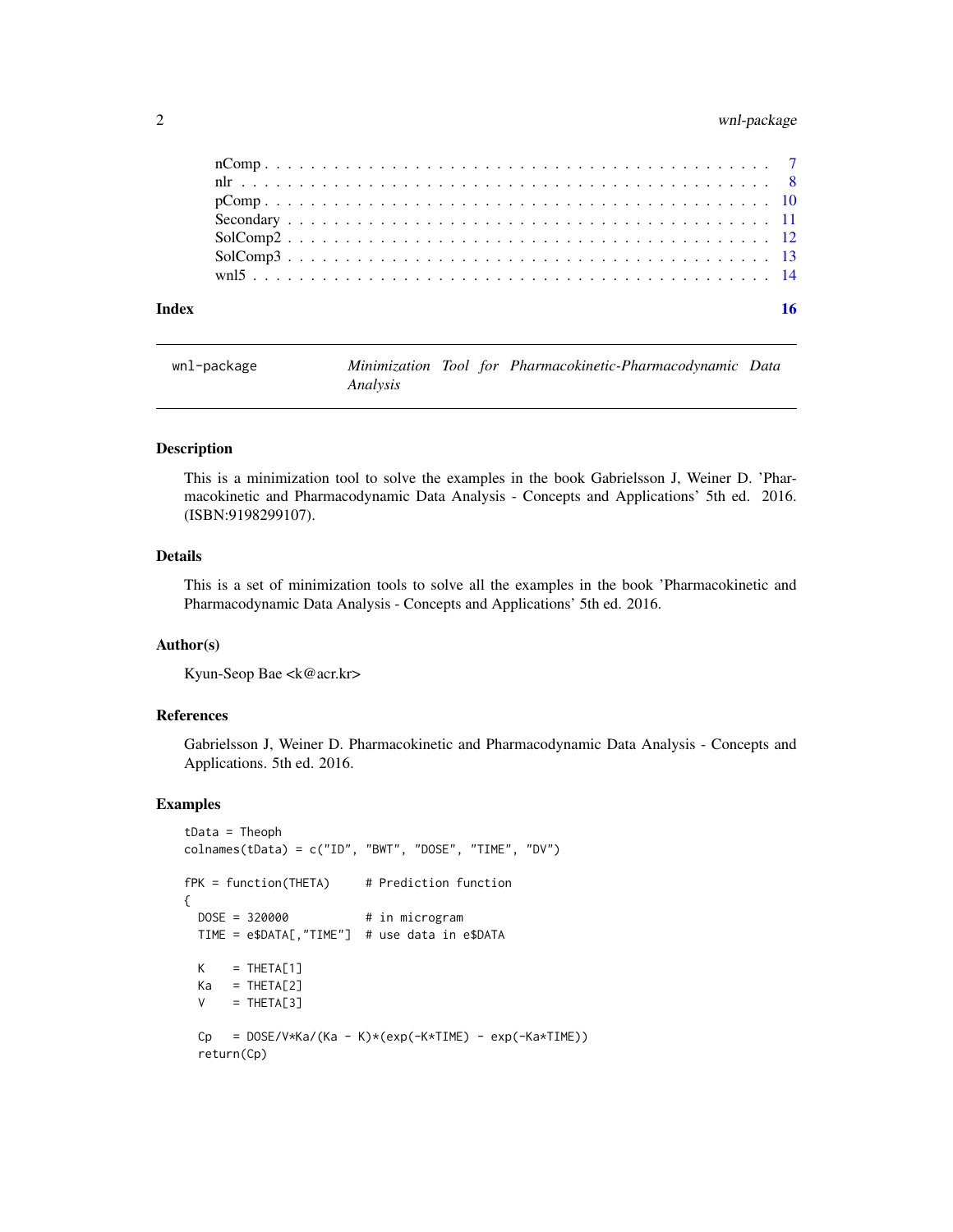| | |
|---|---|
| nComp | 7 |
| nlr | 8 |
| pComp | 10 |
| Secondary | 11 |
| SolComp2 | 12 |
| SolComp3 | 13 |
| wnl5 | 14 |

**Index** 16

---

wnl-package *Minimization Tool for Pharmacokinetic-Pharmacodynamic Data Analysis*

---

## Description

This is a minimization tool to solve the examples in the book Gabrielsson J, Weiner D. 'Pharmacokinetic and Pharmacodynamic Data Analysis - Concepts and Applications' 5th ed. 2016. (ISBN:9198299107).

## Details

This is a set of minimization tools to solve all the examples in the book 'Pharmacokinetic and Pharmacodynamic Data Analysis - Concepts and Applications' 5th ed. 2016.

## Author(s)

Kyun-Seop Bae <k@acr.kr>

## References

Gabrielsson J, Weiner D. Pharmacokinetic and Pharmacodynamic Data Analysis - Concepts and Applications. 5th ed. 2016.

## Examples

```
tData = Theoph
colnames(tData) = c("ID", "BWT", "DOSE", "TIME", "DV")

fPK = function(THETA)     # Prediction function
{
  DOSE = 320000           # in microgram
  TIME = e$DATA[,"TIME"]  # use data in e$DATA

  K    = THETA[1]
  Ka   = THETA[2]
  V    = THETA[3]

  Cp   = DOSE/V*Ka/(Ka - K)*(exp(-K*TIME) - exp(-Ka*TIME))
  return(Cp)
```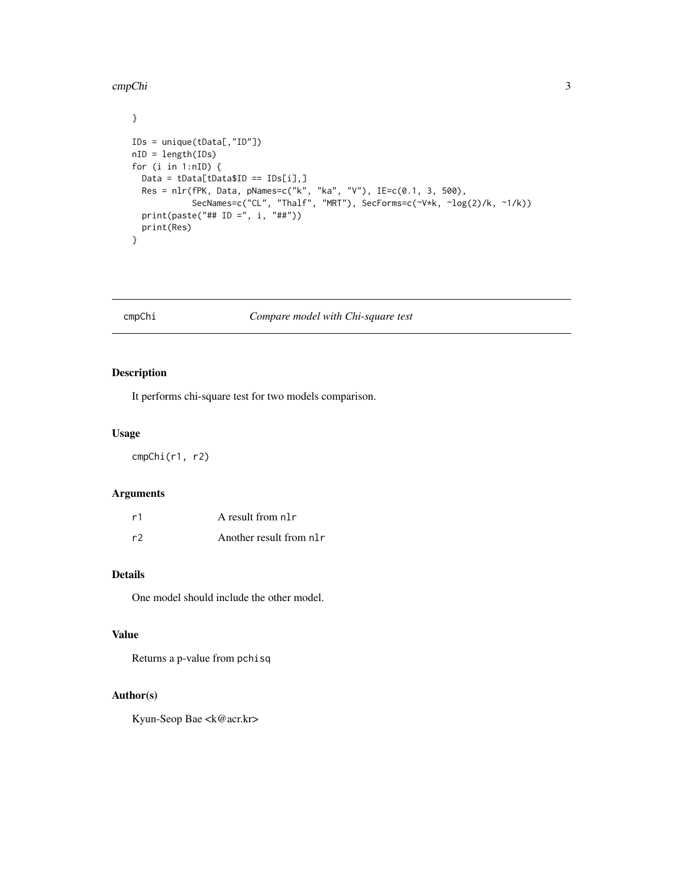```
}

IDs = unique(tData[,"ID"])
nID = length(IDs)
for (i in 1:nID) {
  Data = tData[tData$ID == IDs[i],]
  Res = nlr(fPK, Data, pNames=c("k", "ka", "V"), IE=c(0.1, 3, 500),
            SecNames=c("CL", "Thalf", "MRT"), SecForms=c(~V*k, ~log(2)/k, ~1/k))
  print(paste("## ID =", i, "##"))
  print(Res)
}
```

## cmpChi — *Compare model with Chi-square test*

### Description

It performs chi-square test for two models comparison.

### Usage

```
cmpChi(r1, r2)
```

### Arguments

| | |
|---|---|
| r1 | A result from `nlr` |
| r2 | Another result from `nlr` |

### Details

One model should include the other model.

### Value

Returns a p-value from `pchisq`

### Author(s)

Kyun-Seop Bae <k@acr.kr>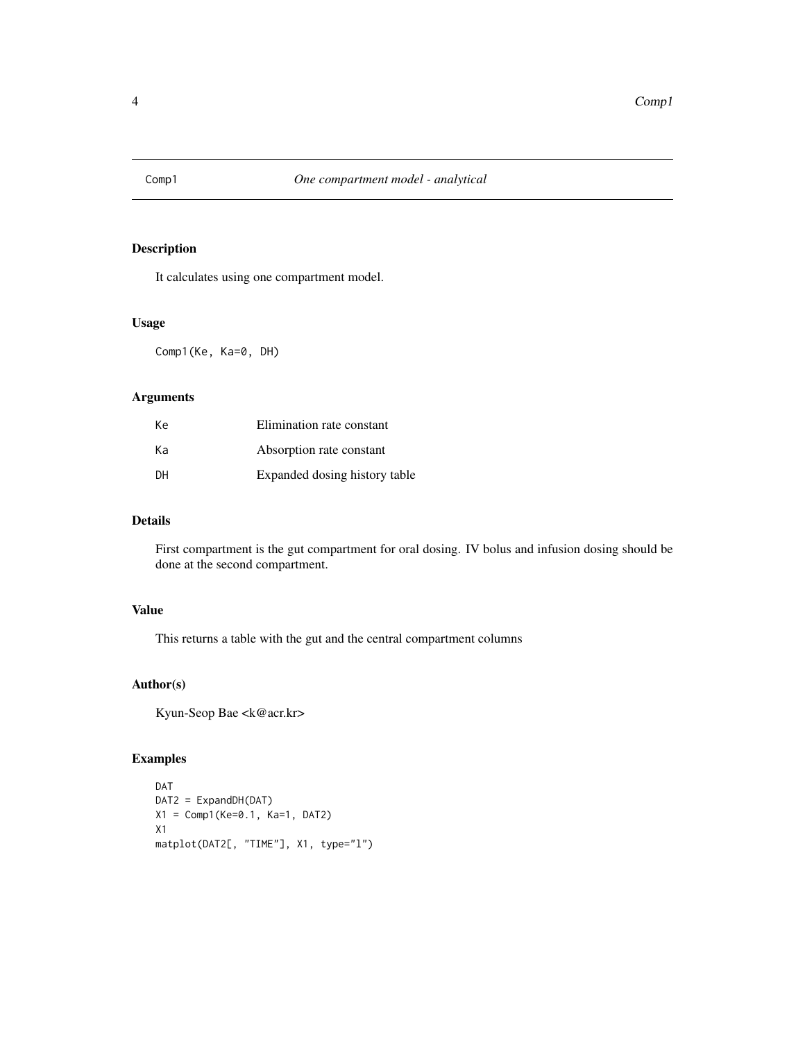# Comp1 — *One compartment model - analytical*

## Description

It calculates using one compartment model.

## Usage

```
Comp1(Ke, Ka=0, DH)
```

## Arguments

| | |
|---|---|
| Ke | Elimination rate constant |
| Ka | Absorption rate constant |
| DH | Expanded dosing history table |

## Details

First compartment is the gut compartment for oral dosing. IV bolus and infusion dosing should be done at the second compartment.

## Value

This returns a table with the gut and the central compartment columns

## Author(s)

Kyun-Seop Bae <k@acr.kr>

## Examples

```
DAT
DAT2 = ExpandDH(DAT)
X1 = Comp1(Ke=0.1, Ka=1, DAT2)
X1
matplot(DAT2[, "TIME"], X1, type="l")
```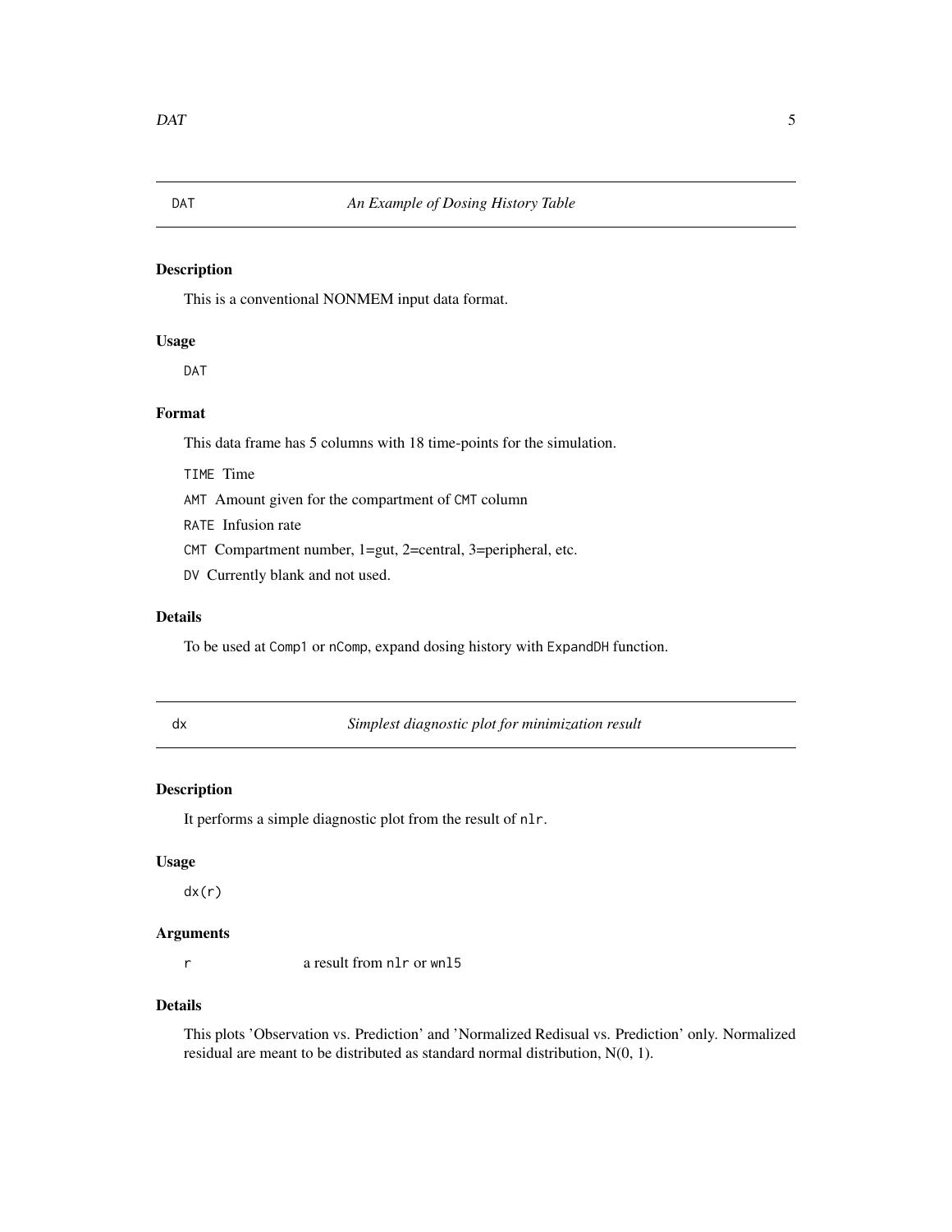## DAT — *An Example of Dosing History Table*

### Description

This is a conventional NONMEM input data format.

### Usage

```
DAT
```

### Format

This data frame has 5 columns with 18 time-points for the simulation.

- `TIME` Time
- `AMT` Amount given for the compartment of `CMT` column
- `RATE` Infusion rate
- `CMT` Compartment number, 1=gut, 2=central, 3=peripheral, etc.
- `DV` Currently blank and not used.

### Details

To be used at `Comp1` or `nComp`, expand dosing history with `ExpandDH` function.

## dx — *Simplest diagnostic plot for minimization result*

### Description

It performs a simple diagnostic plot from the result of `nlr`.

### Usage

```
dx(r)
```

### Arguments

| | |
|---|---|
| `r` | a result from `nlr` or `wnl5` |

### Details

This plots 'Observation vs. Prediction' and 'Normalized Redisual vs. Prediction' only. Normalized residual are meant to be distributed as standard normal distribution, N(0, 1).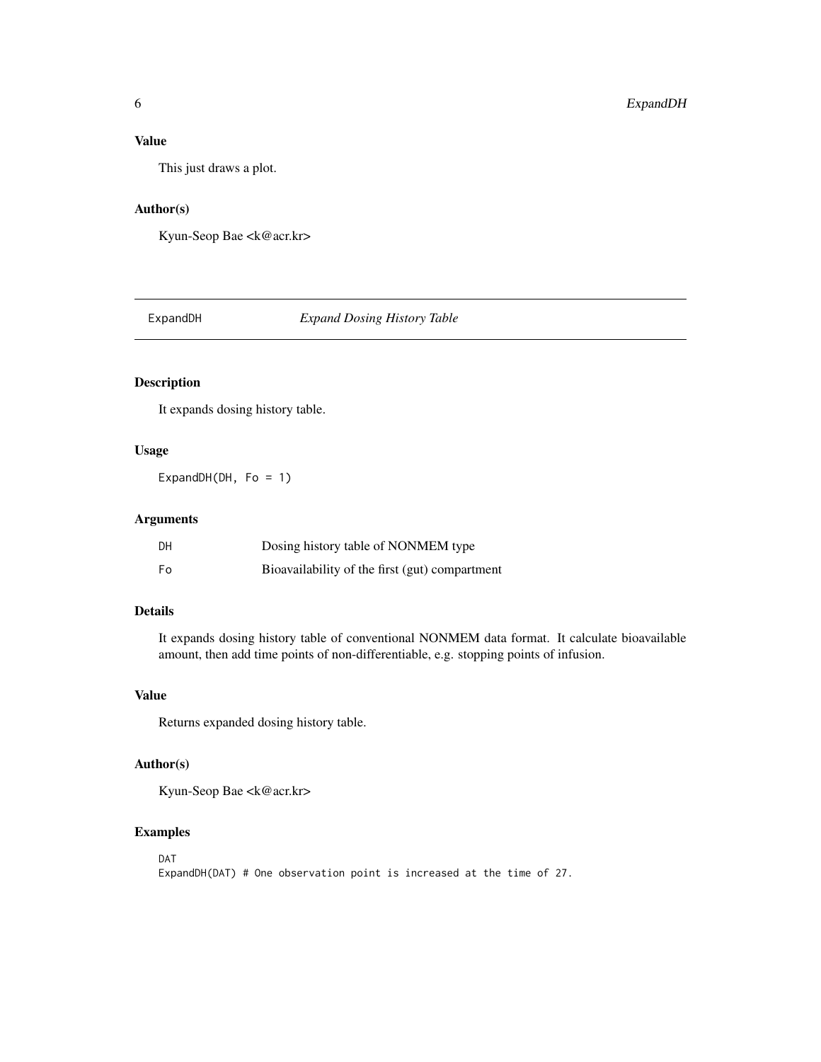### Value

This just draws a plot.

### Author(s)

Kyun-Seop Bae <k@acr.kr>

---

## ExpandDH — *Expand Dosing History Table*

### Description

It expands dosing history table.

### Usage

```
ExpandDH(DH, Fo = 1)
```

### Arguments

| | |
|---|---|
| DH | Dosing history table of NONMEM type |
| Fo | Bioavailability of the first (gut) compartment |

### Details

It expands dosing history table of conventional NONMEM data format. It calculate bioavailable amount, then add time points of non-differentiable, e.g. stopping points of infusion.

### Value

Returns expanded dosing history table.

### Author(s)

Kyun-Seop Bae <k@acr.kr>

### Examples

```
DAT
ExpandDH(DAT) # One observation point is increased at the time of 27.
```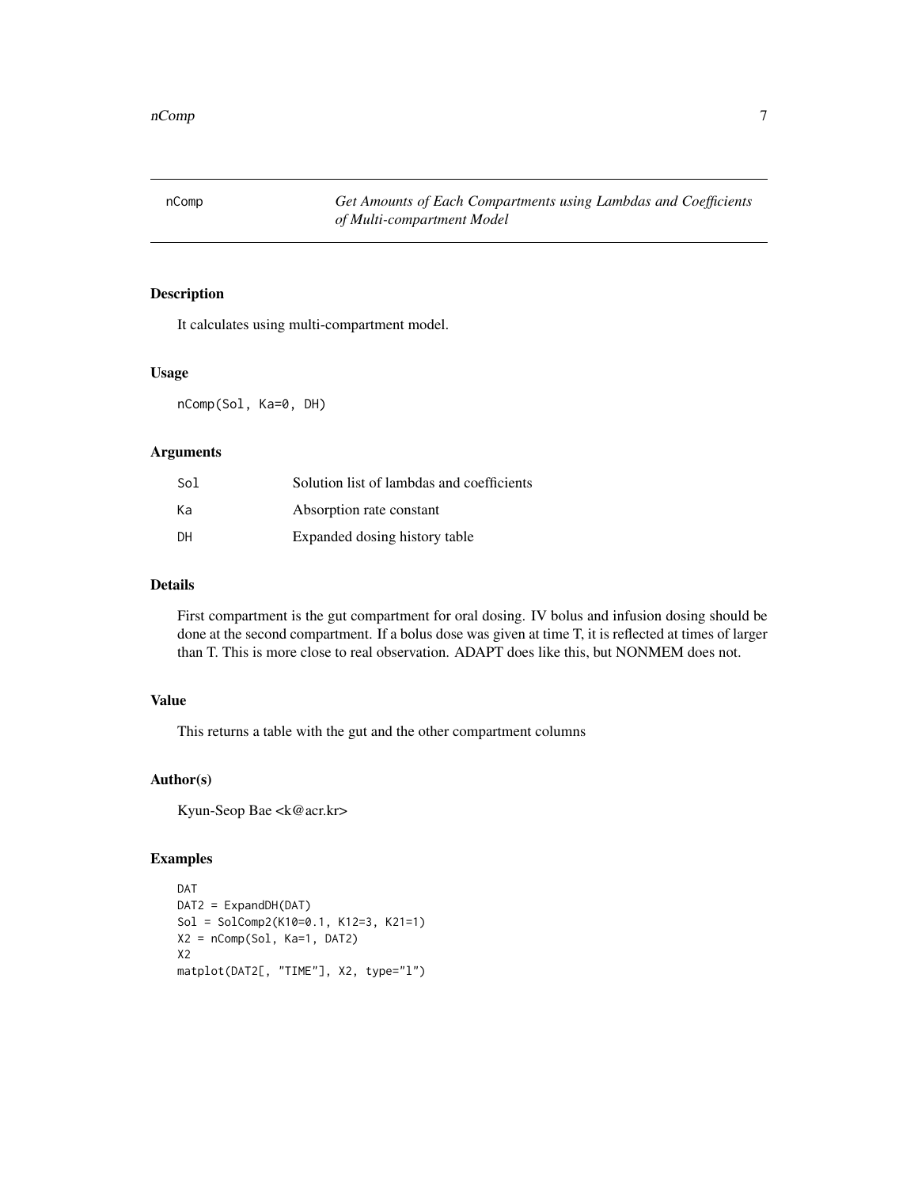nComp — *Get Amounts of Each Compartments using Lambdas and Coefficients of Multi-compartment Model*

## Description

It calculates using multi-compartment model.

## Usage

```
nComp(Sol, Ka=0, DH)
```

## Arguments

| | |
|---|---|
| Sol | Solution list of lambdas and coefficients |
| Ka | Absorption rate constant |
| DH | Expanded dosing history table |

## Details

First compartment is the gut compartment for oral dosing. IV bolus and infusion dosing should be done at the second compartment. If a bolus dose was given at time T, it is reflected at times of larger than T. This is more close to real observation. ADAPT does like this, but NONMEM does not.

## Value

This returns a table with the gut and the other compartment columns

## Author(s)

Kyun-Seop Bae <k@acr.kr>

## Examples

```
DAT
DAT2 = ExpandDH(DAT)
Sol = SolComp2(K10=0.1, K12=3, K21=1)
X2 = nComp(Sol, Ka=1, DAT2)
X2
matplot(DAT2[, "TIME"], X2, type="l")
```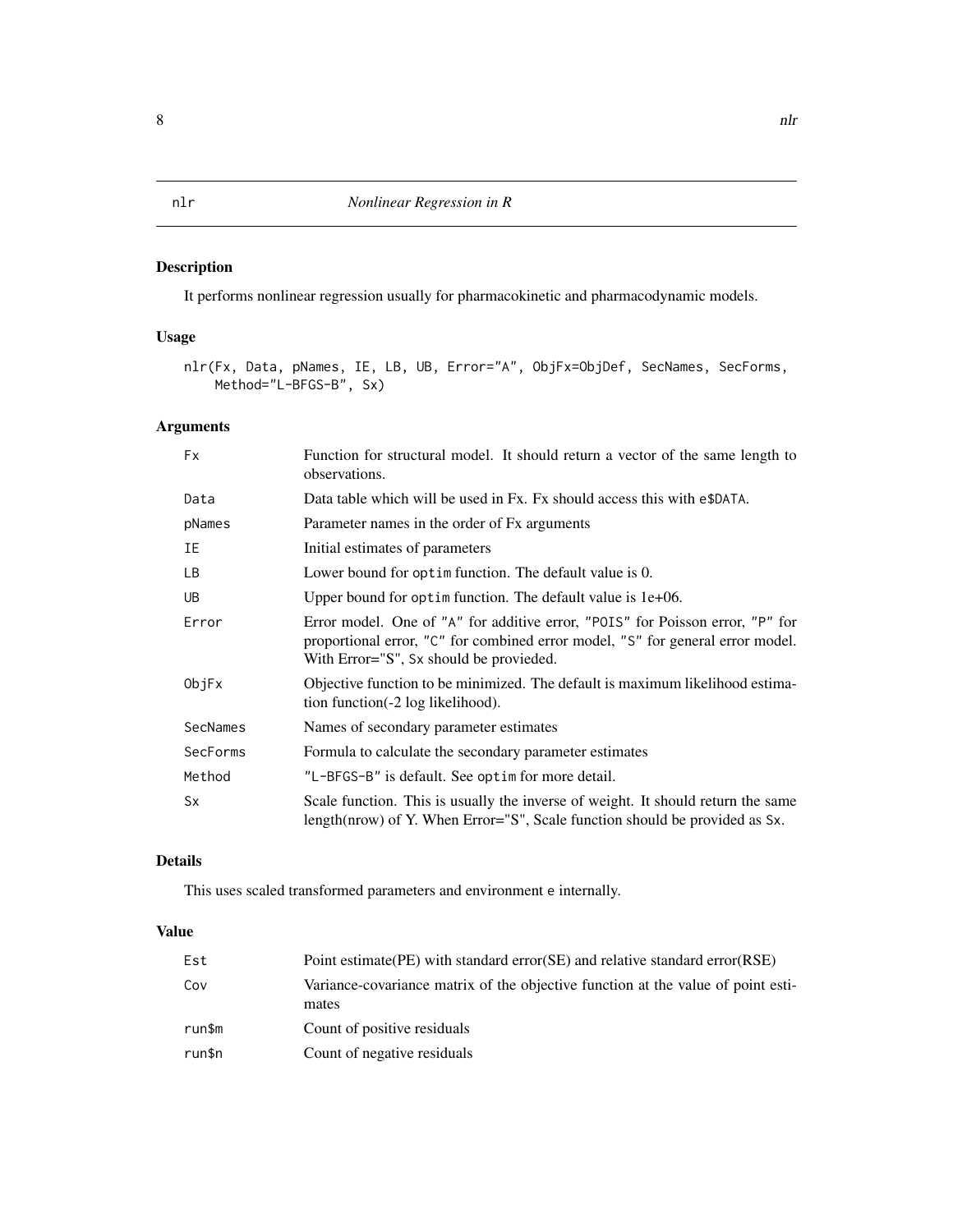# nlr — *Nonlinear Regression in R*

## Description

It performs nonlinear regression usually for pharmacokinetic and pharmacodynamic models.

## Usage

```
nlr(Fx, Data, pNames, IE, LB, UB, Error="A", ObjFx=ObjDef, SecNames, SecForms,
    Method="L-BFGS-B", Sx)
```

## Arguments

| Argument | Description |
|---|---|
| Fx | Function for structural model. It should return a vector of the same length to observations. |
| Data | Data table which will be used in Fx. Fx should access this with `e$DATA`. |
| pNames | Parameter names in the order of Fx arguments |
| IE | Initial estimates of parameters |
| LB | Lower bound for `optim` function. The default value is 0. |
| UB | Upper bound for `optim` function. The default value is 1e+06. |
| Error | Error model. One of "A" for additive error, "POIS" for Poisson error, "P" for proportional error, "C" for combined error model, "S" for general error model. With Error="S", `Sx` should be provieded. |
| ObjFx | Objective function to be minimized. The default is maximum likelihood estimation function(-2 log likelihood). |
| SecNames | Names of secondary parameter estimates |
| SecForms | Formula to calculate the secondary parameter estimates |
| Method | "L-BFGS-B" is default. See `optim` for more detail. |
| Sx | Scale function. This is usually the inverse of weight. It should return the same length(nrow) of Y. When Error="S", Scale function should be provided as `Sx`. |

## Details

This uses scaled transformed parameters and environment `e` internally.

## Value

| Value | Description |
|---|---|
| Est | Point estimate(PE) with standard error(SE) and relative standard error(RSE) |
| Cov | Variance-covariance matrix of the objective function at the value of point estimates |
| run$m | Count of positive residuals |
| run$n | Count of negative residuals |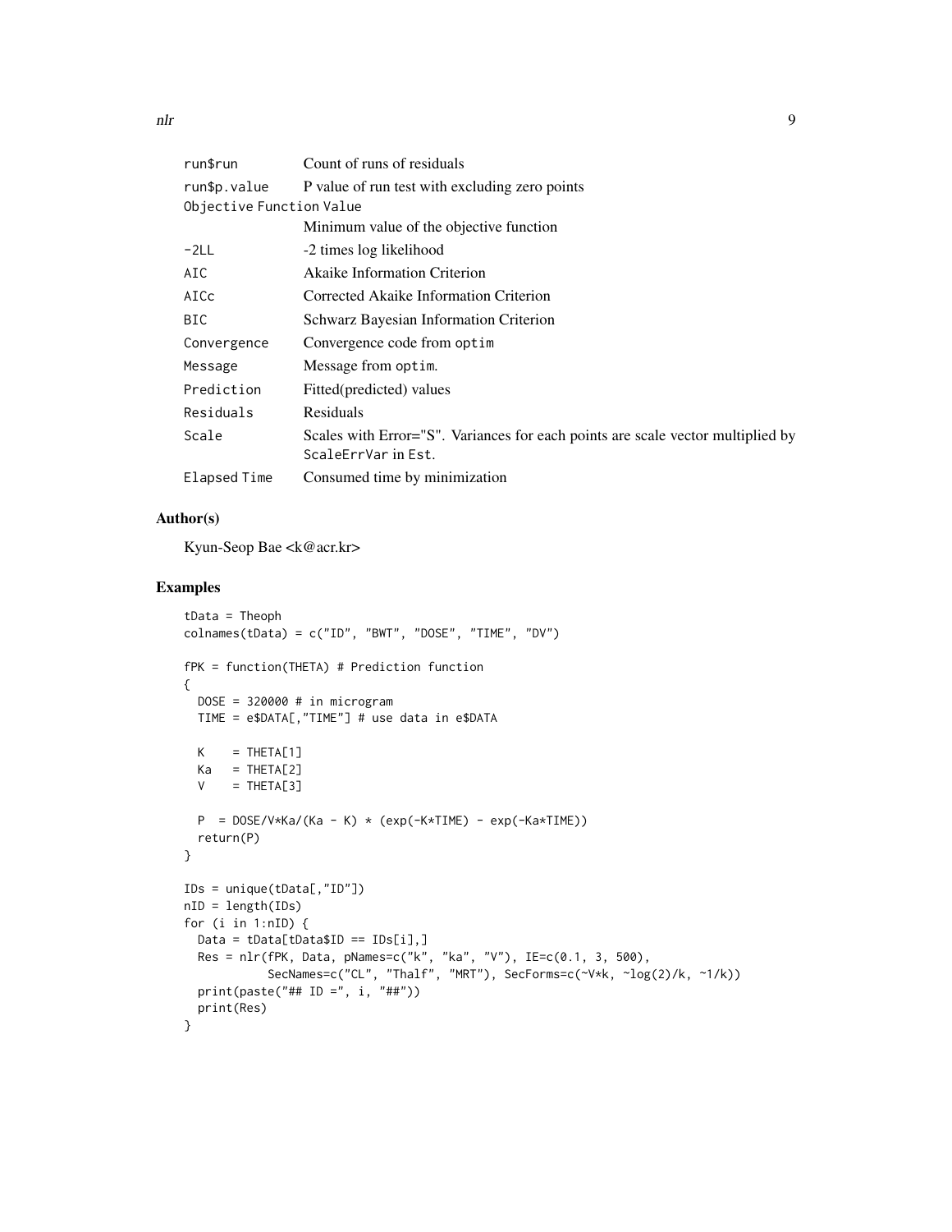| | |
|---|---|
| run$run | Count of runs of residuals |
| run$p.value | P value of run test with excluding zero points |
| Objective Function Value | Minimum value of the objective function |
| -2LL | -2 times log likelihood |
| AIC | Akaike Information Criterion |
| AICc | Corrected Akaike Information Criterion |
| BIC | Schwarz Bayesian Information Criterion |
| Convergence | Convergence code from optim |
| Message | Message from optim. |
| Prediction | Fitted(predicted) values |
| Residuals | Residuals |
| Scale | Scales with Error="S". Variances for each points are scale vector multiplied by ScaleErrVar in Est. |
| Elapsed Time | Consumed time by minimization |

## Author(s)

Kyun-Seop Bae <k@acr.kr>

## Examples

```
tData = Theoph
colnames(tData) = c("ID", "BWT", "DOSE", "TIME", "DV")

fPK = function(THETA) # Prediction function
{
  DOSE = 320000 # in microgram
  TIME = e$DATA[,"TIME"] # use data in e$DATA

  K    = THETA[1]
  Ka   = THETA[2]
  V    = THETA[3]

  P  = DOSE/V*Ka/(Ka - K) * (exp(-K*TIME) - exp(-Ka*TIME))
  return(P)
}

IDs = unique(tData[,"ID"])
nID = length(IDs)
for (i in 1:nID) {
  Data = tData[tData$ID == IDs[i],]
  Res = nlr(fPK, Data, pNames=c("k", "ka", "V"), IE=c(0.1, 3, 500),
            SecNames=c("CL", "Thalf", "MRT"), SecForms=c(~V*k, ~log(2)/k, ~1/k))
  print(paste("## ID =", i, "##"))
  print(Res)
}
```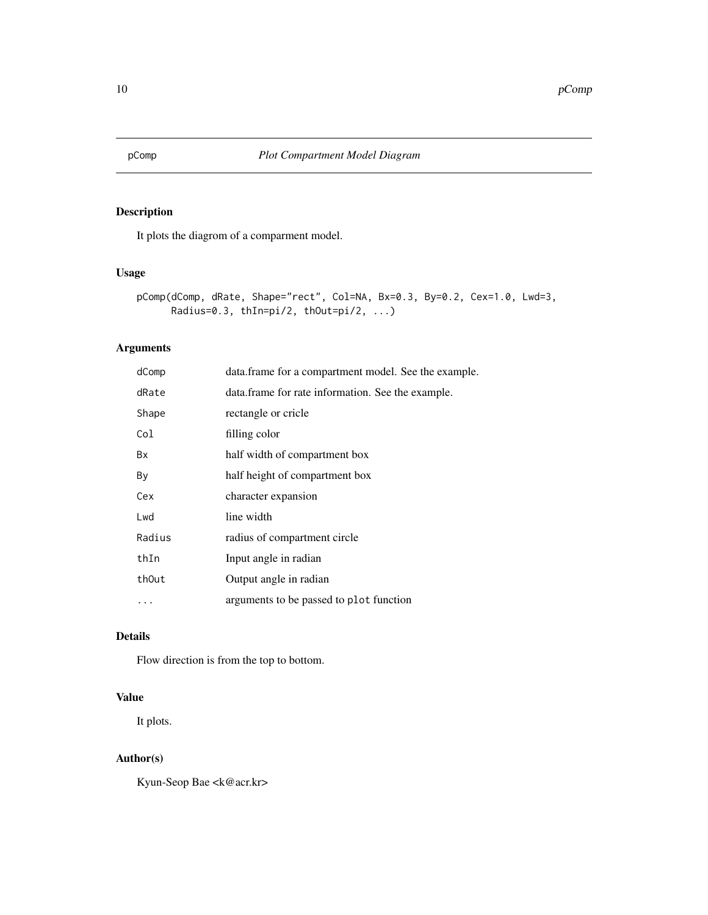# pComp — Plot Compartment Model Diagram

## Description

It plots the diagrom of a comparment model.

## Usage

```
pComp(dComp, dRate, Shape="rect", Col=NA, Bx=0.3, By=0.2, Cex=1.0, Lwd=3,
      Radius=0.3, thIn=pi/2, thOut=pi/2, ...)
```

## Arguments

| | |
|---|---|
| dComp | data.frame for a compartment model. See the example. |
| dRate | data.frame for rate information. See the example. |
| Shape | rectangle or cricle |
| Col | filling color |
| Bx | half width of compartment box |
| By | half height of compartment box |
| Cex | character expansion |
| Lwd | line width |
| Radius | radius of compartment circle |
| thIn | Input angle in radian |
| thOut | Output angle in radian |
| ... | arguments to be passed to `plot` function |

## Details

Flow direction is from the top to bottom.

## Value

It plots.

## Author(s)

Kyun-Seop Bae <k@acr.kr>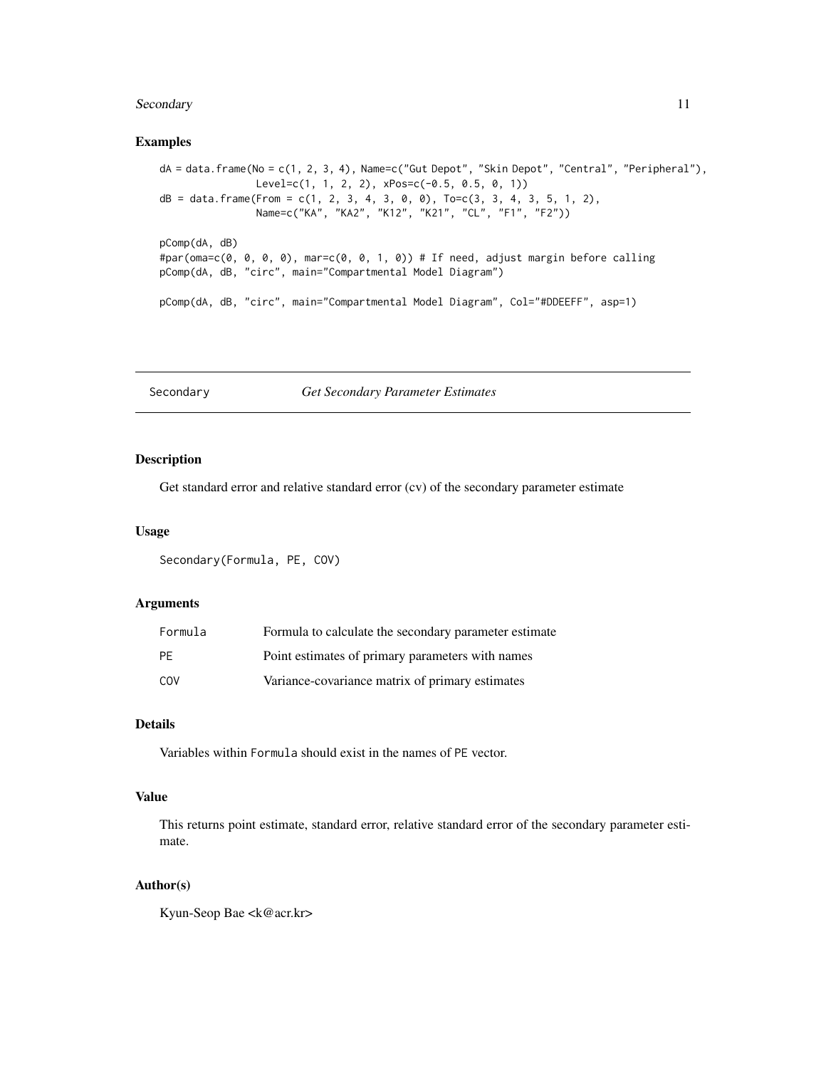## Examples

```
dA = data.frame(No = c(1, 2, 3, 4), Name=c("Gut Depot", "Skin Depot", "Central", "Peripheral"),
                Level=c(1, 1, 2, 2), xPos=c(-0.5, 0.5, 0, 1))
dB = data.frame(From = c(1, 2, 3, 4, 3, 0, 0), To=c(3, 3, 4, 3, 5, 1, 2),
                Name=c("KA", "KA2", "K12", "K21", "CL", "F1", "F2"))

pComp(dA, dB)
#par(oma=c(0, 0, 0, 0), mar=c(0, 0, 1, 0)) # If need, adjust margin before calling
pComp(dA, dB, "circ", main="Compartmental Model Diagram")

pComp(dA, dB, "circ", main="Compartmental Model Diagram", Col="#DDEEFF", asp=1)
```

---

# Secondary — *Get Secondary Parameter Estimates*

---

## Description

Get standard error and relative standard error (cv) of the secondary parameter estimate

## Usage

```
Secondary(Formula, PE, COV)
```

## Arguments

| | |
|---|---|
| `Formula` | Formula to calculate the secondary parameter estimate |
| `PE` | Point estimates of primary parameters with names |
| `COV` | Variance-covariance matrix of primary estimates |

## Details

Variables within `Formula` should exist in the names of `PE` vector.

## Value

This returns point estimate, standard error, relative standard error of the secondary parameter estimate.

## Author(s)

Kyun-Seop Bae <k@acr.kr>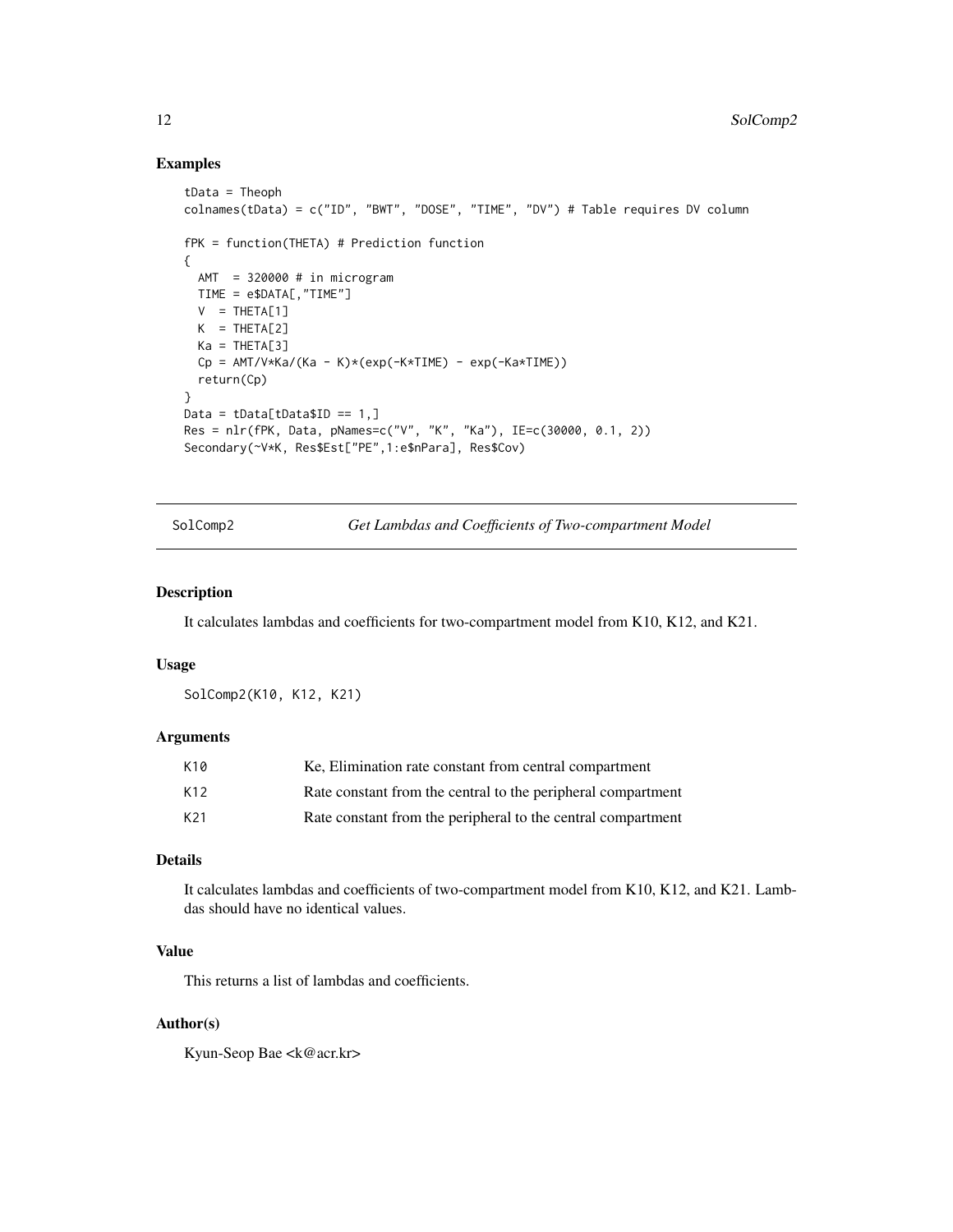## Examples

```
tData = Theoph
colnames(tData) = c("ID", "BWT", "DOSE", "TIME", "DV") # Table requires DV column

fPK = function(THETA) # Prediction function
{
  AMT  = 320000 # in microgram
  TIME = e$DATA[,"TIME"]
  V  = THETA[1]
  K  = THETA[2]
  Ka = THETA[3]
  Cp = AMT/V*Ka/(Ka - K)*(exp(-K*TIME) - exp(-Ka*TIME))
  return(Cp)
}
Data = tData[tData$ID == 1,]
Res = nlr(fPK, Data, pNames=c("V", "K", "Ka"), IE=c(30000, 0.1, 2))
Secondary(~V*K, Res$Est["PE",1:e$nPara], Res$Cov)
```

---

# SolComp2 — *Get Lambdas and Coefficients of Two-compartment Model*

---

## Description

It calculates lambdas and coefficients for two-compartment model from K10, K12, and K21.

## Usage

```
SolComp2(K10, K12, K21)
```

## Arguments

| | |
|---|---|
| K10 | Ke, Elimination rate constant from central compartment |
| K12 | Rate constant from the central to the peripheral compartment |
| K21 | Rate constant from the peripheral to the central compartment |

## Details

It calculates lambdas and coefficients of two-compartment model from K10, K12, and K21. Lambdas should have no identical values.

## Value

This returns a list of lambdas and coefficients.

## Author(s)

Kyun-Seop Bae <k@acr.kr>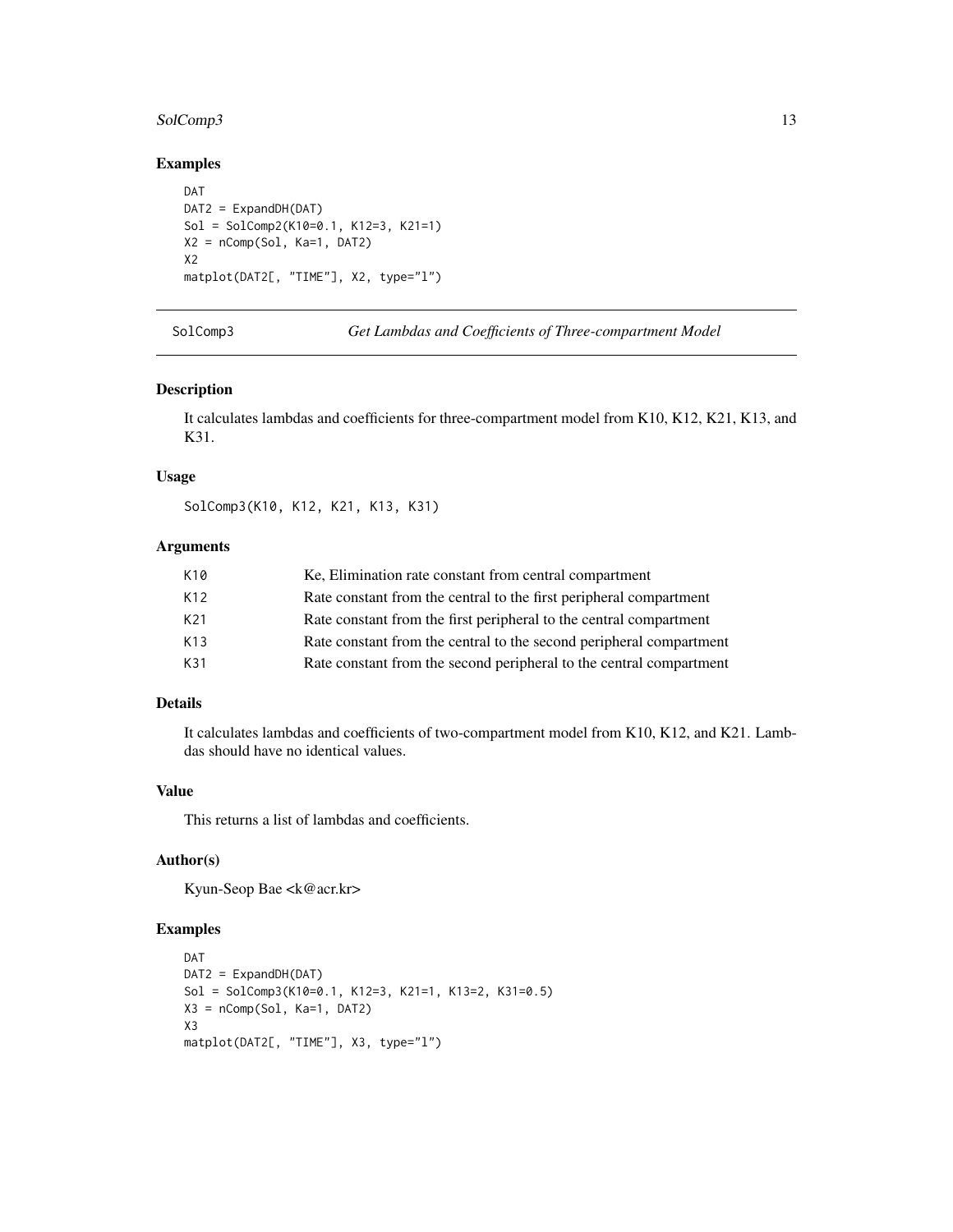## Examples

```
DAT
DAT2 = ExpandDH(DAT)
Sol = SolComp2(K10=0.1, K12=3, K21=1)
X2 = nComp(Sol, Ka=1, DAT2)
X2
matplot(DAT2[, "TIME"], X2, type="l")
```

---

SolComp3 — *Get Lambdas and Coefficients of Three-compartment Model*

---

### Description

It calculates lambdas and coefficients for three-compartment model from K10, K12, K21, K13, and K31.

### Usage

```
SolComp3(K10, K12, K21, K13, K31)
```

### Arguments

| | |
|---|---|
| K10 | Ke, Elimination rate constant from central compartment |
| K12 | Rate constant from the central to the first peripheral compartment |
| K21 | Rate constant from the first peripheral to the central compartment |
| K13 | Rate constant from the central to the second peripheral compartment |
| K31 | Rate constant from the second peripheral to the central compartment |

### Details

It calculates lambdas and coefficients of two-compartment model from K10, K12, and K21. Lambdas should have no identical values.

### Value

This returns a list of lambdas and coefficients.

### Author(s)

Kyun-Seop Bae <k@acr.kr>

### Examples

```
DAT
DAT2 = ExpandDH(DAT)
Sol = SolComp3(K10=0.1, K12=3, K21=1, K13=2, K31=0.5)
X3 = nComp(Sol, Ka=1, DAT2)
X3
matplot(DAT2[, "TIME"], X3, type="l")
```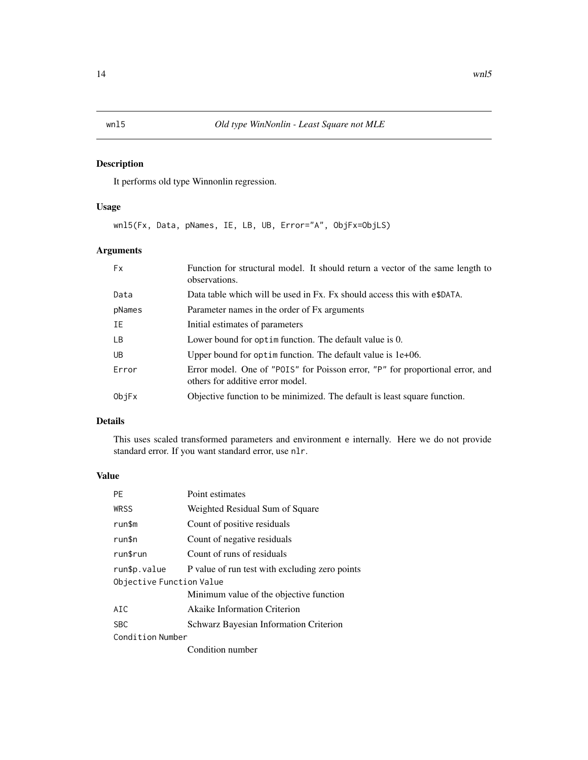# wnl5 — *Old type WinNonlin - Least Square not MLE*

## Description

It performs old type Winnonlin regression.

## Usage

```
wnl5(Fx, Data, pNames, IE, LB, UB, Error="A", ObjFx=ObjLS)
```

## Arguments

| | |
|---|---|
| `Fx` | Function for structural model. It should return a vector of the same length to observations. |
| `Data` | Data table which will be used in Fx. Fx should access this with `e$DATA`. |
| `pNames` | Parameter names in the order of Fx arguments |
| `IE` | Initial estimates of parameters |
| `LB` | Lower bound for `optim` function. The default value is 0. |
| `UB` | Upper bound for `optim` function. The default value is 1e+06. |
| `Error` | Error model. One of `"POIS"` for Poisson error, `"P"` for proportional error, and others for additive error model. |
| `ObjFx` | Objective function to be minimized. The default is least square function. |

## Details

This uses scaled transformed parameters and environment `e` internally. Here we do not provide standard error. If you want standard error, use `nlr`.

## Value

| | |
|---|---|
| `PE` | Point estimates |
| `WRSS` | Weighted Residual Sum of Square |
| `run$m` | Count of positive residuals |
| `run$n` | Count of negative residuals |
| `run$run` | Count of runs of residuals |
| `run$p.value` | P value of run test with excluding zero points |
| `Objective Function Value` | Minimum value of the objective function |
| `AIC` | Akaike Information Criterion |
| `SBC` | Schwarz Bayesian Information Criterion |
| `Condition Number` | Condition number |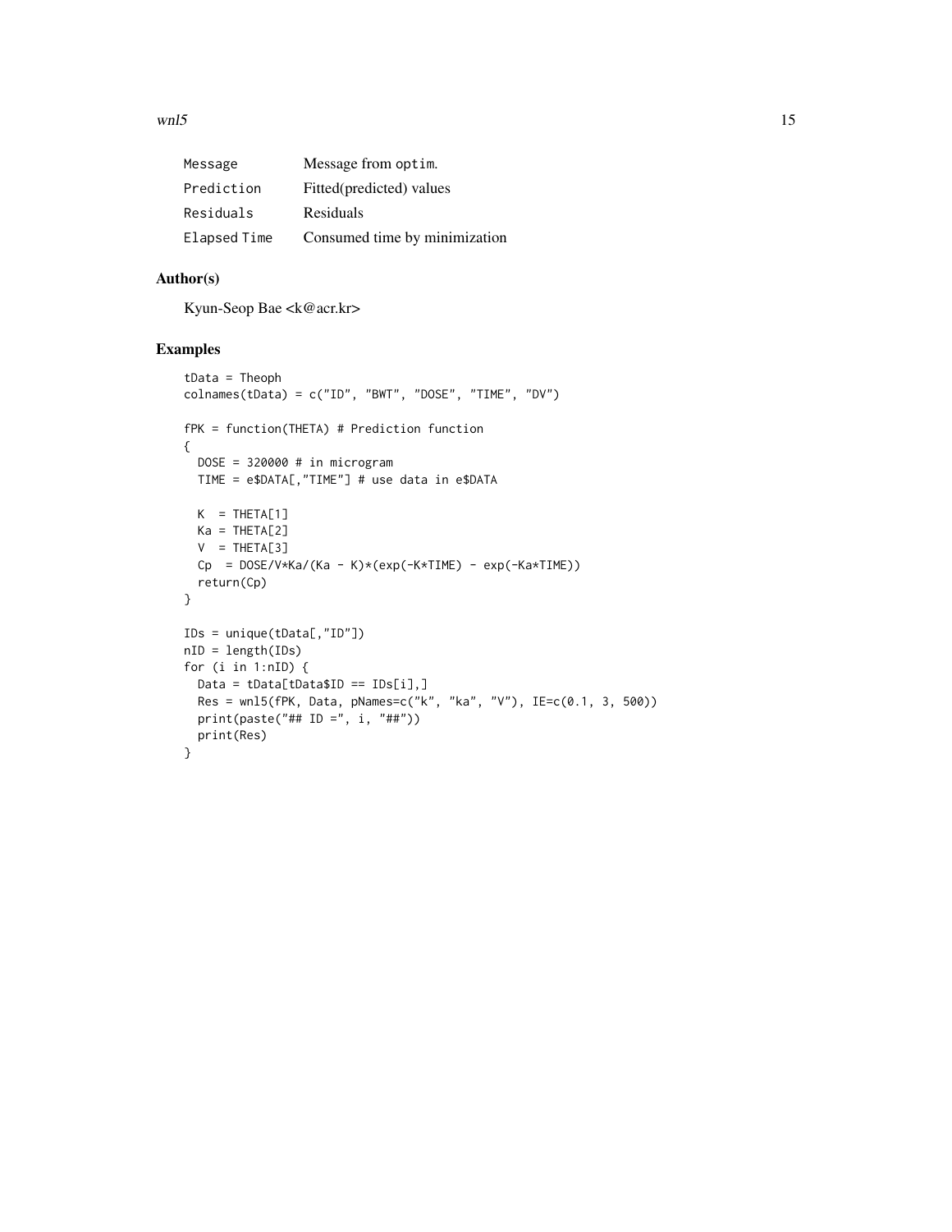| | |
|---|---|
| `Message` | Message from `optim`. |
| `Prediction` | Fitted(predicted) values |
| `Residuals` | Residuals |
| `Elapsed Time` | Consumed time by minimization |

## Author(s)

Kyun-Seop Bae <k@acr.kr>

## Examples

```
tData = Theoph
colnames(tData) = c("ID", "BWT", "DOSE", "TIME", "DV")

fPK = function(THETA) # Prediction function
{
  DOSE = 320000 # in microgram
  TIME = e$DATA[,"TIME"] # use data in e$DATA

  K  = THETA[1]
  Ka = THETA[2]
  V  = THETA[3]
  Cp  = DOSE/V*Ka/(Ka - K)*(exp(-K*TIME) - exp(-Ka*TIME))
  return(Cp)
}

IDs = unique(tData[,"ID"])
nID = length(IDs)
for (i in 1:nID) {
  Data = tData[tData$ID == IDs[i],]
  Res = wnl5(fPK, Data, pNames=c("k", "ka", "V"), IE=c(0.1, 3, 500))
  print(paste("## ID =", i, "##"))
  print(Res)
}
```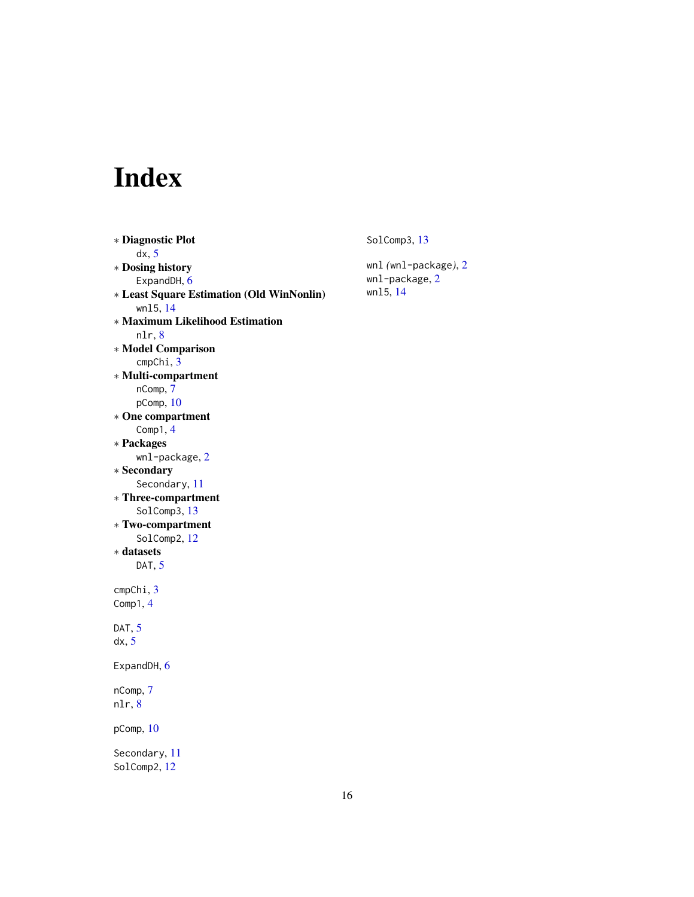# Index

* **Diagnostic Plot**
    dx, 5
* **Dosing history**
    ExpandDH, 6
* **Least Square Estimation (Old WinNonlin)**
    wnl5, 14
* **Maximum Likelihood Estimation**
    nlr, 8
* **Model Comparison**
    cmpChi, 3
* **Multi-compartment**
    nComp, 7
    pComp, 10
* **One compartment**
    Comp1, 4
* **Packages**
    wnl-package, 2
* **Secondary**
    Secondary, 11
* **Three-compartment**
    SolComp3, 13
* **Two-compartment**
    SolComp2, 12
* **datasets**
    DAT, 5

cmpChi, 3
Comp1, 4

DAT, 5
dx, 5

ExpandDH, 6

nComp, 7
nlr, 8

pComp, 10

Secondary, 11
SolComp2, 12
SolComp3, 13

wnl (wnl-package), 2
wnl-package, 2
wnl5, 14